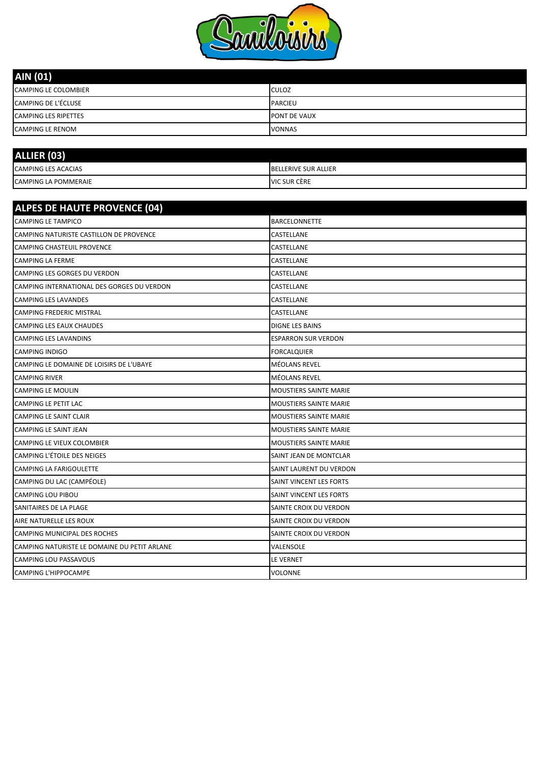| AIN (01) | |
|---|---|
| CAMPING LE COLOMBIER | CULOZ |
| CAMPING DE L'ÉCLUSE | PARCIEU |
| CAMPING LES RIPETTES | PONT DE VAUX |
| CAMPING LE RENOM | VONNAS |

| ALLIER (03) | |
|---|---|
| CAMPING LES ACACIAS | BELLERIVE SUR ALLIER |
| CAMPING LA POMMERAIE | VIC SUR CÈRE |

| ALPES DE HAUTE PROVENCE (04) | |
|---|---|
| CAMPING LE TAMPICO | BARCELONNETTE |
| CAMPING NATURISTE CASTILLON DE PROVENCE | CASTELLANE |
| CAMPING CHASTEUIL PROVENCE | CASTELLANE |
| CAMPING LA FERME | CASTELLANE |
| CAMPING LES GORGES DU VERDON | CASTELLANE |
| CAMPING INTERNATIONAL DES GORGES DU VERDON | CASTELLANE |
| CAMPING LES LAVANDES | CASTELLANE |
| CAMPING FREDERIC MISTRAL | CASTELLANE |
| CAMPING LES EAUX CHAUDES | DIGNE LES BAINS |
| CAMPING LES LAVANDINS | ESPARRON SUR VERDON |
| CAMPING INDIGO | FORCALQUIER |
| CAMPING LE DOMAINE DE LOISIRS DE L'UBAYE | MÉOLANS REVEL |
| CAMPING RIVER | MÉOLANS REVEL |
| CAMPING LE MOULIN | MOUSTIERS SAINTE MARIE |
| CAMPING LE PETIT LAC | MOUSTIERS SAINTE MARIE |
| CAMPING LE SAINT CLAIR | MOUSTIERS SAINTE MARIE |
| CAMPING LE SAINT JEAN | MOUSTIERS SAINTE MARIE |
| CAMPING LE VIEUX COLOMBIER | MOUSTIERS SAINTE MARIE |
| CAMPING L'ÉTOILE DES NEIGES | SAINT JEAN DE MONTCLAR |
| CAMPING LA FARIGOULETTE | SAINT LAURENT DU VERDON |
| CAMPING DU LAC (CAMPÉOLE) | SAINT VINCENT LES FORTS |
| CAMPING LOU PIBOU | SAINT VINCENT LES FORTS |
| SANITAIRES DE LA PLAGE | SAINTE CROIX DU VERDON |
| AIRE NATURELLE LES ROUX | SAINTE CROIX DU VERDON |
| CAMPING MUNICIPAL DES ROCHES | SAINTE CROIX DU VERDON |
| CAMPING NATURISTE LE DOMAINE DU PETIT ARLANE | VALENSOLE |
| CAMPING LOU PASSAVOUS | LE VERNET |
| CAMPING L'HIPPOCAMPE | VOLONNE |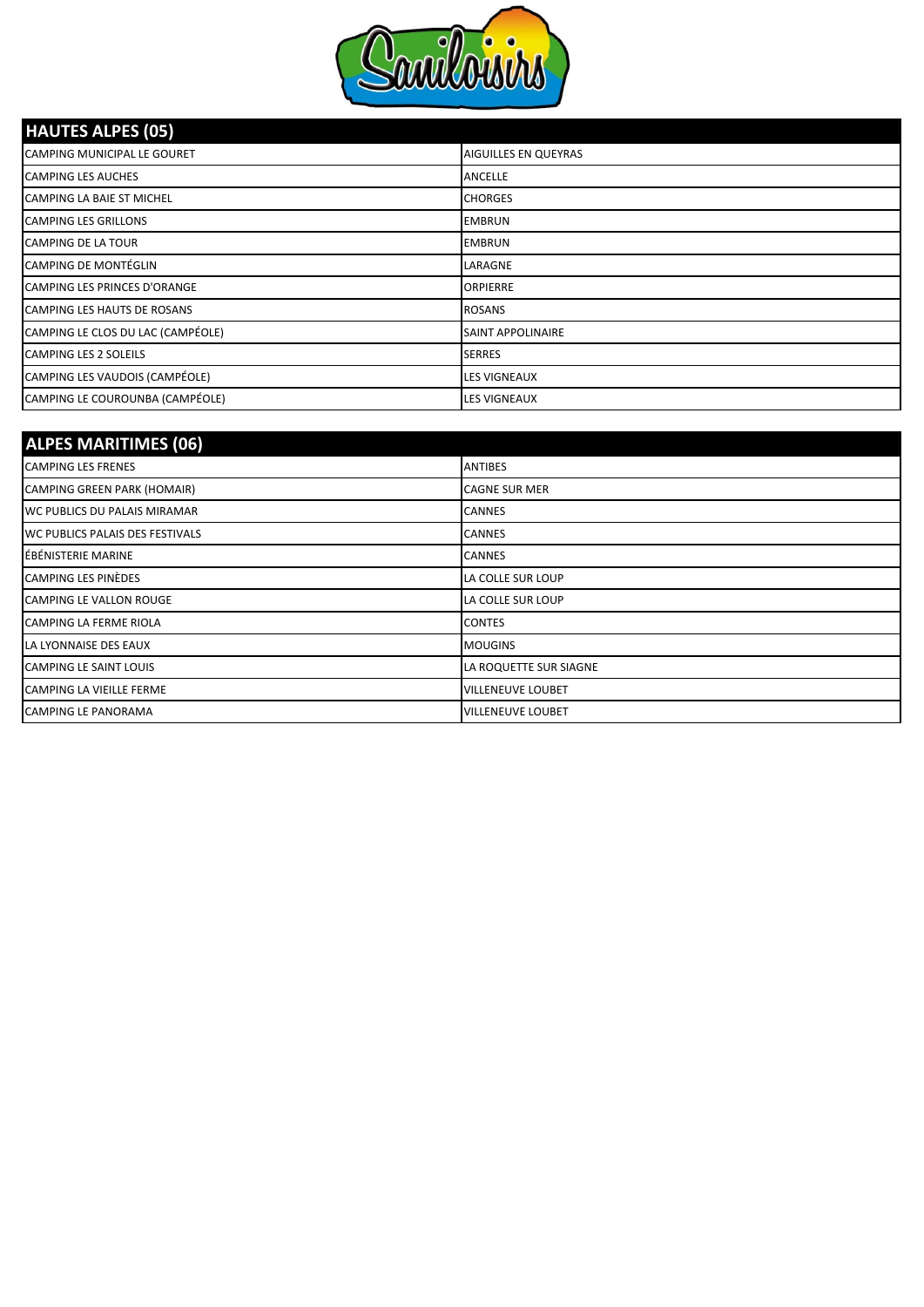| HAUTES ALPES (05) | |
|---|---|
| CAMPING MUNICIPAL LE GOURET | AIGUILLES EN QUEYRAS |
| CAMPING LES AUCHES | ANCELLE |
| CAMPING LA BAIE ST MICHEL | CHORGES |
| CAMPING LES GRILLONS | EMBRUN |
| CAMPING DE LA TOUR | EMBRUN |
| CAMPING DE MONTÉGLIN | LARAGNE |
| CAMPING LES PRINCES D'ORANGE | ORPIERRE |
| CAMPING LES HAUTS DE ROSANS | ROSANS |
| CAMPING LE CLOS DU LAC (CAMPÉOLE) | SAINT APPOLINAIRE |
| CAMPING LES 2 SOLEILS | SERRES |
| CAMPING LES VAUDOIS (CAMPÉOLE) | LES VIGNEAUX |
| CAMPING LE COUROUNBA (CAMPÉOLE) | LES VIGNEAUX |

| ALPES MARITIMES (06) | |
|---|---|
| CAMPING LES FRENES | ANTIBES |
| CAMPING GREEN PARK (HOMAIR) | CAGNE SUR MER |
| WC PUBLICS DU PALAIS MIRAMAR | CANNES |
| WC PUBLICS PALAIS DES FESTIVALS | CANNES |
| ÉBÉNISTERIE MARINE | CANNES |
| CAMPING LES PINÈDES | LA COLLE SUR LOUP |
| CAMPING LE VALLON ROUGE | LA COLLE SUR LOUP |
| CAMPING LA FERME RIOLA | CONTES |
| LA LYONNAISE DES EAUX | MOUGINS |
| CAMPING LE SAINT LOUIS | LA ROQUETTE SUR SIAGNE |
| CAMPING LA VIEILLE FERME | VILLENEUVE LOUBET |
| CAMPING LE PANORAMA | VILLENEUVE LOUBET |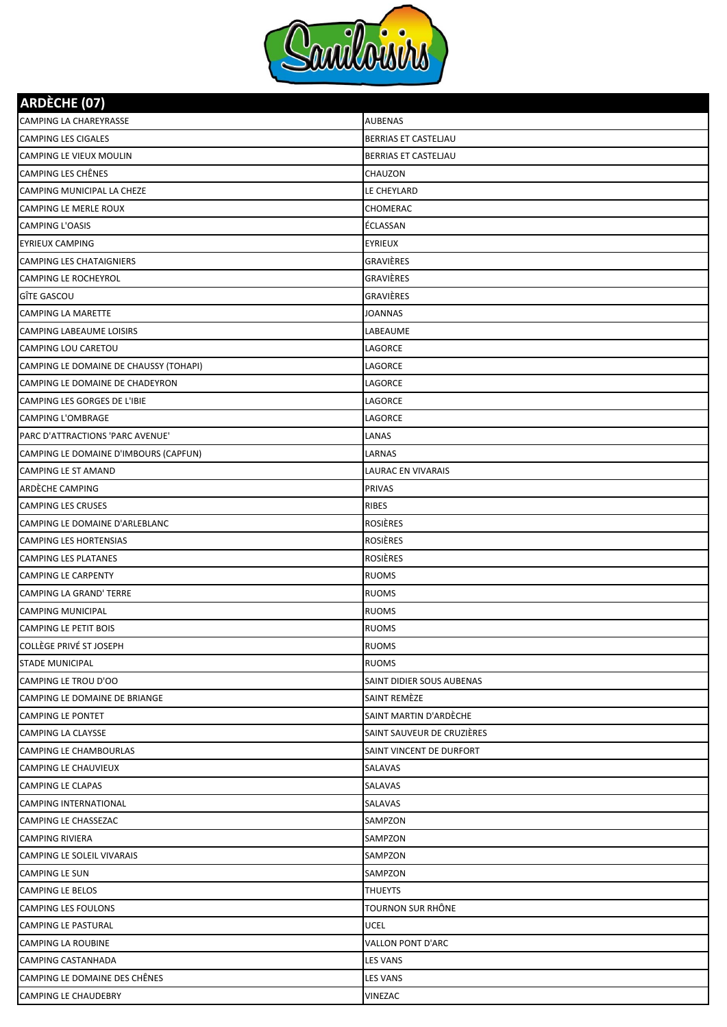| ARDÈCHE (07) | |
|---|---|
| CAMPING LA CHAREYRASSE | AUBENAS |
| CAMPING LES CIGALES | BERRIAS ET CASTELJAU |
| CAMPING LE VIEUX MOULIN | BERRIAS ET CASTELJAU |
| CAMPING LES CHÊNES | CHAUZON |
| CAMPING MUNICIPAL LA CHEZE | LE CHEYLARD |
| CAMPING LE MERLE ROUX | CHOMERAC |
| CAMPING L'OASIS | ÉCLASSAN |
| EYRIEUX CAMPING | EYRIEUX |
| CAMPING LES CHATAIGNIERS | GRAVIÈRES |
| CAMPING LE ROCHEYROL | GRAVIÈRES |
| GÎTE GASCOU | GRAVIÈRES |
| CAMPING LA MARETTE | JOANNAS |
| CAMPING LABEAUME LOISIRS | LABEAUME |
| CAMPING LOU CARETOU | LAGORCE |
| CAMPING LE DOMAINE DE CHAUSSY (TOHAPI) | LAGORCE |
| CAMPING LE DOMAINE DE CHADEYRON | LAGORCE |
| CAMPING LES GORGES DE L'IBIE | LAGORCE |
| CAMPING L'OMBRAGE | LAGORCE |
| PARC D'ATTRACTIONS 'PARC AVENUE' | LANAS |
| CAMPING LE DOMAINE D'IMBOURS (CAPFUN) | LARNAS |
| CAMPING LE ST AMAND | LAURAC EN VIVARAIS |
| ARDÈCHE CAMPING | PRIVAS |
| CAMPING LES CRUSES | RIBES |
| CAMPING LE DOMAINE D'ARLEBLANC | ROSIÈRES |
| CAMPING LES HORTENSIAS | ROSIÈRES |
| CAMPING LES PLATANES | ROSIÈRES |
| CAMPING LE CARPENTY | RUOMS |
| CAMPING LA GRAND' TERRE | RUOMS |
| CAMPING MUNICIPAL | RUOMS |
| CAMPING LE PETIT BOIS | RUOMS |
| COLLÈGE PRIVÉ ST JOSEPH | RUOMS |
| STADE MUNICIPAL | RUOMS |
| CAMPING LE TROU D'OO | SAINT DIDIER SOUS AUBENAS |
| CAMPING LE DOMAINE DE BRIANGE | SAINT REMÈZE |
| CAMPING LE PONTET | SAINT MARTIN D'ARDÈCHE |
| CAMPING LA CLAYSSE | SAINT SAUVEUR DE CRUZIÈRES |
| CAMPING LE CHAMBOURLAS | SAINT VINCENT DE DURFORT |
| CAMPING LE CHAUVIEUX | SALAVAS |
| CAMPING LE CLAPAS | SALAVAS |
| CAMPING INTERNATIONAL | SALAVAS |
| CAMPING LE CHASSEZAC | SAMPZON |
| CAMPING RIVIERA | SAMPZON |
| CAMPING LE SOLEIL VIVARAIS | SAMPZON |
| CAMPING LE SUN | SAMPZON |
| CAMPING LE BELOS | THUEYTS |
| CAMPING LES FOULONS | TOURNON SUR RHÔNE |
| CAMPING LE PASTURAL | UCEL |
| CAMPING LA ROUBINE | VALLON PONT D'ARC |
| CAMPING CASTANHADA | LES VANS |
| CAMPING LE DOMAINE DES CHÊNES | LES VANS |
| CAMPING LE CHAUDEBRY | VINEZAC |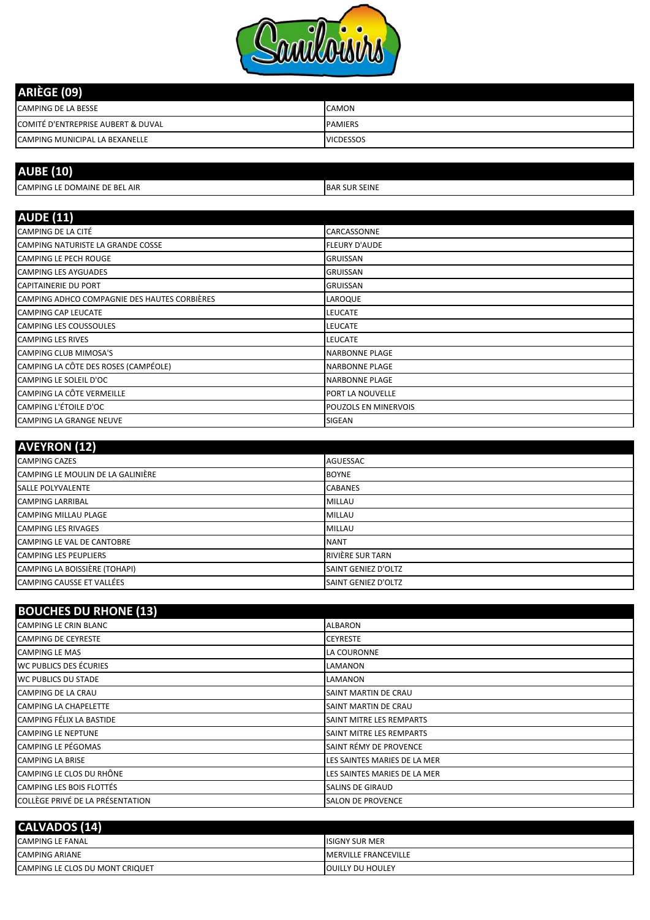## ARIÈGE (09)

| | |
|---|---|
| CAMPING DE LA BESSE | CAMON |
| COMITÉ D'ENTREPRISE AUBERT & DUVAL | PAMIERS |
| CAMPING MUNICIPAL LA BEXANELLE | VICDESSOS |

## AUBE (10)

| | |
|---|---|
| CAMPING LE DOMAINE DE BEL AIR | BAR SUR SEINE |

## AUDE (11)

| | |
|---|---|
| CAMPING DE LA CITÉ | CARCASSONNE |
| CAMPING NATURISTE LA GRANDE COSSE | FLEURY D'AUDE |
| CAMPING LE PECH ROUGE | GRUISSAN |
| CAMPING LES AYGUADES | GRUISSAN |
| CAPITAINERIE DU PORT | GRUISSAN |
| CAMPING ADHCO COMPAGNIE DES HAUTES CORBIÈRES | LAROQUE |
| CAMPING CAP LEUCATE | LEUCATE |
| CAMPING LES COUSSOULES | LEUCATE |
| CAMPING LES RIVES | LEUCATE |
| CAMPING CLUB MIMOSA'S | NARBONNE PLAGE |
| CAMPING LA CÔTE DES ROSES (CAMPÉOLE) | NARBONNE PLAGE |
| CAMPING LE SOLEIL D'OC | NARBONNE PLAGE |
| CAMPING LA CÔTE VERMEILLE | PORT LA NOUVELLE |
| CAMPING L'ÉTOILE D'OC | POUZOLS EN MINERVOIS |
| CAMPING LA GRANGE NEUVE | SIGEAN |

## AVEYRON (12)

| | |
|---|---|
| CAMPING CAZES | AGUESSAC |
| CAMPING LE MOULIN DE LA GALINIÈRE | BOYNE |
| SALLE POLYVALENTE | CABANES |
| CAMPING LARRIBAL | MILLAU |
| CAMPING MILLAU PLAGE | MILLAU |
| CAMPING LES RIVAGES | MILLAU |
| CAMPING LE VAL DE CANTOBRE | NANT |
| CAMPING LES PEUPLIERS | RIVIÈRE SUR TARN |
| CAMPING LA BOISSIÈRE (TOHAPI) | SAINT GENIEZ D'OLTZ |
| CAMPING CAUSSE ET VALLÉES | SAINT GENIEZ D'OLTZ |

## BOUCHES DU RHONE (13)

| | |
|---|---|
| CAMPING LE CRIN BLANC | ALBARON |
| CAMPING DE CEYRESTE | CEYRESTE |
| CAMPING LE MAS | LA COURONNE |
| WC PUBLICS DES ÉCURIES | LAMANON |
| WC PUBLICS DU STADE | LAMANON |
| CAMPING DE LA CRAU | SAINT MARTIN DE CRAU |
| CAMPING LA CHAPELETTE | SAINT MARTIN DE CRAU |
| CAMPING FÉLIX LA BASTIDE | SAINT MITRE LES REMPARTS |
| CAMPING LE NEPTUNE | SAINT MITRE LES REMPARTS |
| CAMPING LE PÉGOMAS | SAINT RÉMY DE PROVENCE |
| CAMPING LA BRISE | LES SAINTES MARIES DE LA MER |
| CAMPING LE CLOS DU RHÔNE | LES SAINTES MARIES DE LA MER |
| CAMPING LES BOIS FLOTTÉS | SALINS DE GIRAUD |
| COLLÈGE PRIVÉ DE LA PRÉSENTATION | SALON DE PROVENCE |

## CALVADOS (14)

| | |
|---|---|
| CAMPING LE FANAL | ISIGNY SUR MER |
| CAMPING ARIANE | MERVILLE FRANCEVILLE |
| CAMPING LE CLOS DU MONT CRIQUET | OUILLY DU HOULEY |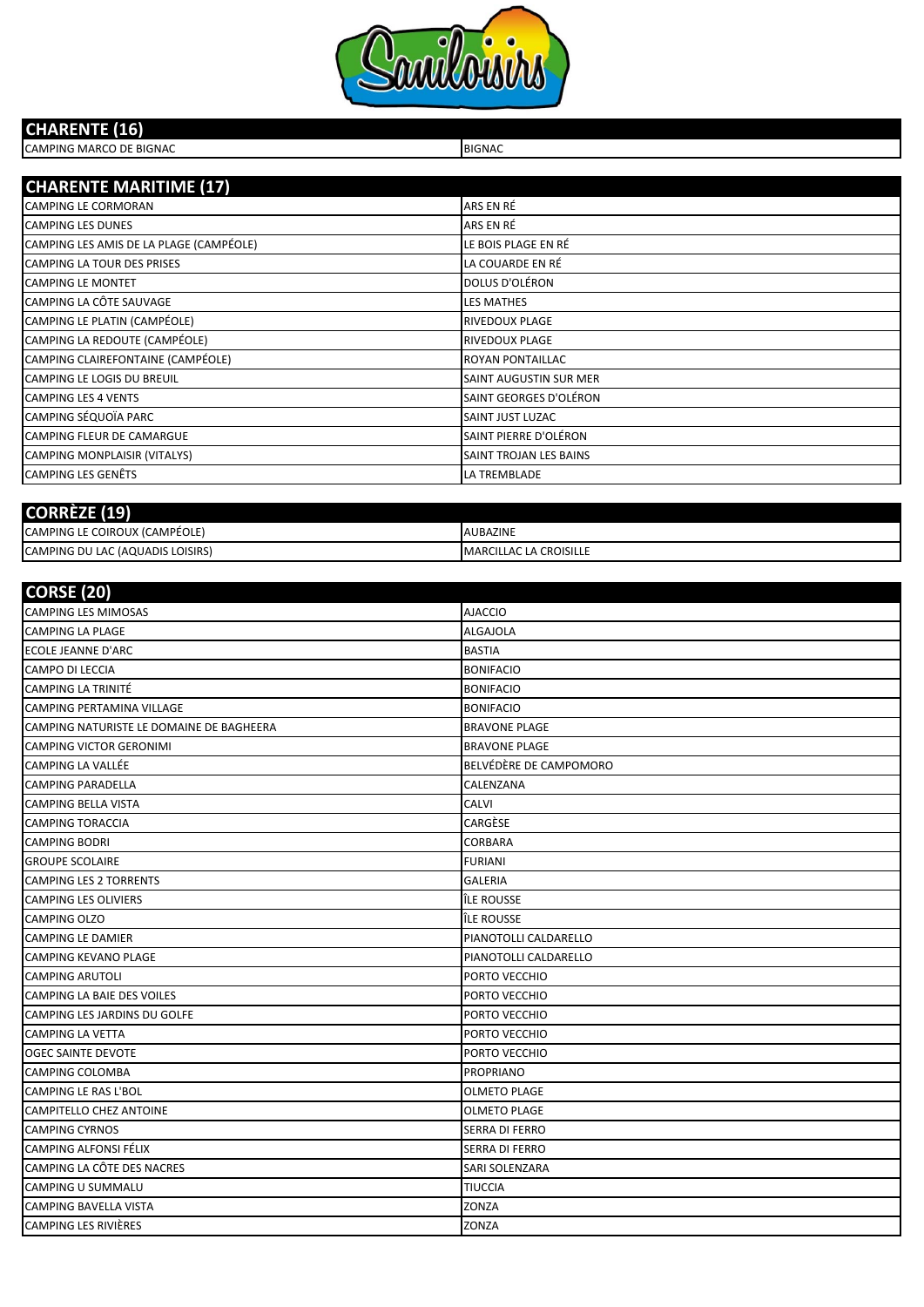## CHARENTE (16)

| | |
|---|---|
| CAMPING MARCO DE BIGNAC | BIGNAC |

## CHARENTE MARITIME (17)

| | |
|---|---|
| CAMPING LE CORMORAN | ARS EN RÉ |
| CAMPING LES DUNES | ARS EN RÉ |
| CAMPING LES AMIS DE LA PLAGE (CAMPÉOLE) | LE BOIS PLAGE EN RÉ |
| CAMPING LA TOUR DES PRISES | LA COUARDE EN RÉ |
| CAMPING LE MONTET | DOLUS D'OLÉRON |
| CAMPING LA CÔTE SAUVAGE | LES MATHES |
| CAMPING LE PLATIN (CAMPÉOLE) | RIVEDOUX PLAGE |
| CAMPING LA REDOUTE (CAMPÉOLE) | RIVEDOUX PLAGE |
| CAMPING CLAIREFONTAINE (CAMPÉOLE) | ROYAN PONTAILLAC |
| CAMPING LE LOGIS DU BREUIL | SAINT AUGUSTIN SUR MER |
| CAMPING LES 4 VENTS | SAINT GEORGES D'OLÉRON |
| CAMPING SÉQUOÏA PARC | SAINT JUST LUZAC |
| CAMPING FLEUR DE CAMARGUE | SAINT PIERRE D'OLÉRON |
| CAMPING MONPLAISIR (VITALYS) | SAINT TROJAN LES BAINS |
| CAMPING LES GENÊTS | LA TREMBLADE |

## CORRÈZE (19)

| | |
|---|---|
| CAMPING LE COIROUX (CAMPÉOLE) | AUBAZINE |
| CAMPING DU LAC (AQUADIS LOISIRS) | MARCILLAC LA CROISILLE |

## CORSE (20)

| | |
|---|---|
| CAMPING LES MIMOSAS | AJACCIO |
| CAMPING LA PLAGE | ALGAJOLA |
| ECOLE JEANNE D'ARC | BASTIA |
| CAMPO DI LECCIA | BONIFACIO |
| CAMPING LA TRINITÉ | BONIFACIO |
| CAMPING PERTAMINA VILLAGE | BONIFACIO |
| CAMPING NATURISTE LE DOMAINE DE BAGHEERA | BRAVONE PLAGE |
| CAMPING VICTOR GERONIMI | BRAVONE PLAGE |
| CAMPING LA VALLÉE | BELVÉDÈRE DE CAMPOMORO |
| CAMPING PARADELLA | CALENZANA |
| CAMPING BELLA VISTA | CALVI |
| CAMPING TORACCIA | CARGÈSE |
| CAMPING BODRI | CORBARA |
| GROUPE SCOLAIRE | FURIANI |
| CAMPING LES 2 TORRENTS | GALERIA |
| CAMPING LES OLIVIERS | ÎLE ROUSSE |
| CAMPING OLZO | ÎLE ROUSSE |
| CAMPING LE DAMIER | PIANOTOLLI CALDARELLO |
| CAMPING KEVANO PLAGE | PIANOTOLLI CALDARELLO |
| CAMPING ARUTOLI | PORTO VECCHIO |
| CAMPING LA BAIE DES VOILES | PORTO VECCHIO |
| CAMPING LES JARDINS DU GOLFE | PORTO VECCHIO |
| CAMPING LA VETTA | PORTO VECCHIO |
| OGEC SAINTE DEVOTE | PORTO VECCHIO |
| CAMPING COLOMBA | PROPRIANO |
| CAMPING LE RAS L'BOL | OLMETO PLAGE |
| CAMPITELLO CHEZ ANTOINE | OLMETO PLAGE |
| CAMPING CYRNOS | SERRA DI FERRO |
| CAMPING ALFONSI FÉLIX | SERRA DI FERRO |
| CAMPING LA CÔTE DES NACRES | SARI SOLENZARA |
| CAMPING U SUMMALU | TIUCCIA |
| CAMPING BAVELLA VISTA | ZONZA |
| CAMPING LES RIVIÈRES | ZONZA |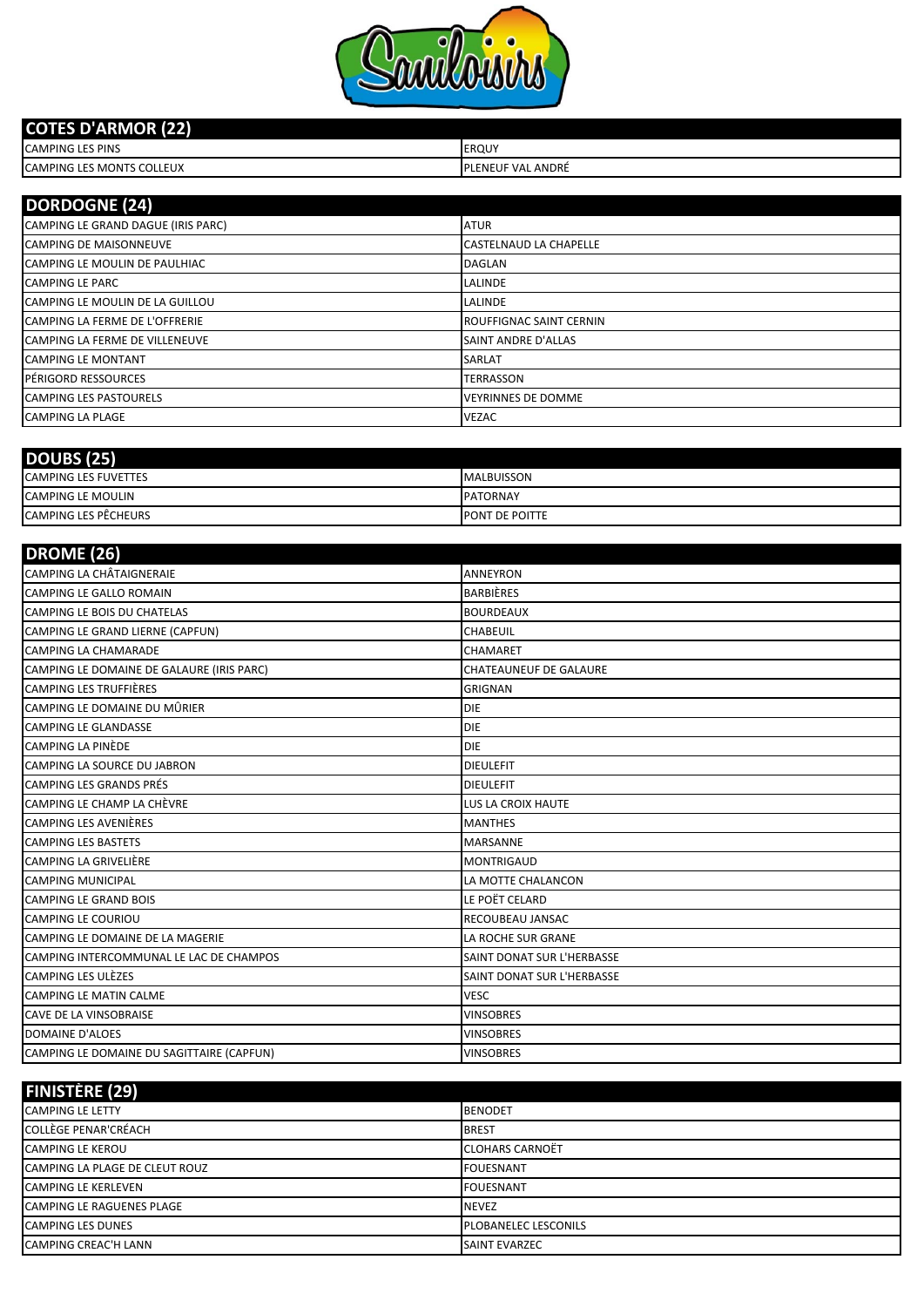## COTES D'ARMOR (22)

| | |
|---|---|
| CAMPING LES PINS | ERQUY |
| CAMPING LES MONTS COLLEUX | PLENEUF VAL ANDRÉ |

## DORDOGNE (24)

| | |
|---|---|
| CAMPING LE GRAND DAGUE (IRIS PARC) | ATUR |
| CAMPING DE MAISONNEUVE | CASTELNAUD LA CHAPELLE |
| CAMPING LE MOULIN DE PAULHIAC | DAGLAN |
| CAMPING LE PARC | LALINDE |
| CAMPING LE MOULIN DE LA GUILLOU | LALINDE |
| CAMPING LA FERME DE L'OFFRERIE | ROUFFIGNAC SAINT CERNIN |
| CAMPING LA FERME DE VILLENEUVE | SAINT ANDRE D'ALLAS |
| CAMPING LE MONTANT | SARLAT |
| PÉRIGORD RESSOURCES | TERRASSON |
| CAMPING LES PASTOURELS | VEYRINNES DE DOMME |
| CAMPING LA PLAGE | VEZAC |

## DOUBS (25)

| | |
|---|---|
| CAMPING LES FUVETTES | MALBUISSON |
| CAMPING LE MOULIN | PATORNAY |
| CAMPING LES PÊCHEURS | PONT DE POITTE |

## DROME (26)

| | |
|---|---|
| CAMPING LA CHÂTAIGNERAIE | ANNEYRON |
| CAMPING LE GALLO ROMAIN | BARBIÈRES |
| CAMPING LE BOIS DU CHATELAS | BOURDEAUX |
| CAMPING LE GRAND LIERNE (CAPFUN) | CHABEUIL |
| CAMPING LA CHAMARADE | CHAMARET |
| CAMPING LE DOMAINE DE GALAURE (IRIS PARC) | CHATEAUNEUF DE GALAURE |
| CAMPING LES TRUFFIÈRES | GRIGNAN |
| CAMPING LE DOMAINE DU MÛRIER | DIE |
| CAMPING LE GLANDASSE | DIE |
| CAMPING LA PINÈDE | DIE |
| CAMPING LA SOURCE DU JABRON | DIEULEFIT |
| CAMPING LES GRANDS PRÉS | DIEULEFIT |
| CAMPING LE CHAMP LA CHÈVRE | LUS LA CROIX HAUTE |
| CAMPING LES AVENIÈRES | MANTHES |
| CAMPING LES BASTETS | MARSANNE |
| CAMPING LA GRIVELIÈRE | MONTRIGAUD |
| CAMPING MUNICIPAL | LA MOTTE CHALANCON |
| CAMPING LE GRAND BOIS | LE POËT CELARD |
| CAMPING LE COURIOU | RECOUBEAU JANSAC |
| CAMPING LE DOMAINE DE LA MAGERIE | LA ROCHE SUR GRANE |
| CAMPING INTERCOMMUNAL LE LAC DE CHAMPOS | SAINT DONAT SUR L'HERBASSE |
| CAMPING LES ULÈZES | SAINT DONAT SUR L'HERBASSE |
| CAMPING LE MATIN CALME | VESC |
| CAVE DE LA VINSOBRAISE | VINSOBRES |
| DOMAINE D'ALOES | VINSOBRES |
| CAMPING LE DOMAINE DU SAGITTAIRE (CAPFUN) | VINSOBRES |

## FINISTÈRE (29)

| | |
|---|---|
| CAMPING LE LETTY | BENODET |
| COLLÈGE PENAR'CRÉACH | BREST |
| CAMPING LE KEROU | CLOHARS CARNOËT |
| CAMPING LA PLAGE DE CLEUT ROUZ | FOUESNANT |
| CAMPING LE KERLEVEN | FOUESNANT |
| CAMPING LE RAGUENES PLAGE | NEVEZ |
| CAMPING LES DUNES | PLOBANELEC LESCONILS |
| CAMPING CREAC'H LANN | SAINT EVARZEC |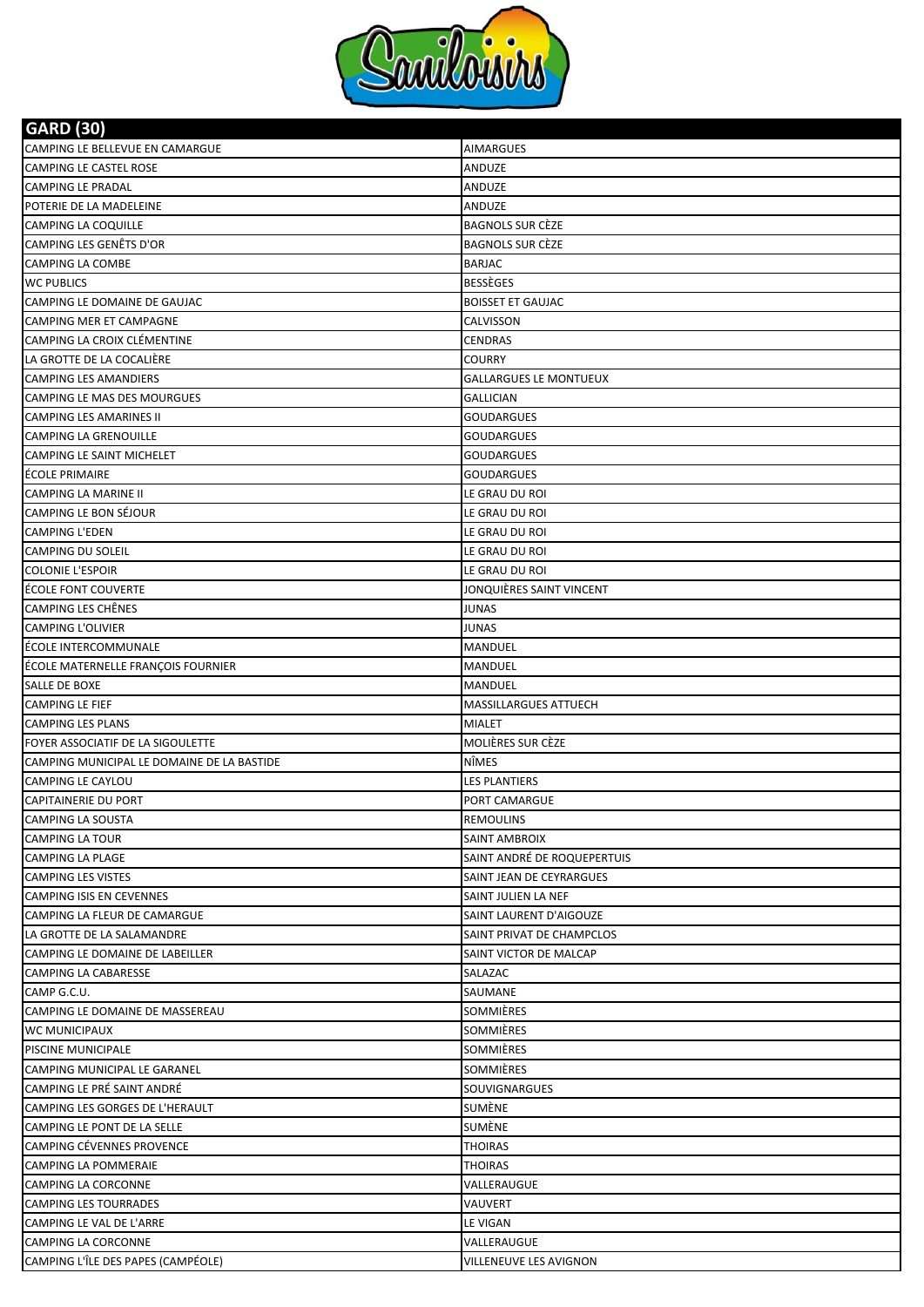| GARD (30) | |
|---|---|
| CAMPING LE BELLEVUE EN CAMARGUE | AIMARGUES |
| CAMPING LE CASTEL ROSE | ANDUZE |
| CAMPING LE PRADAL | ANDUZE |
| POTERIE DE LA MADELEINE | ANDUZE |
| CAMPING LA COQUILLE | BAGNOLS SUR CÈZE |
| CAMPING LES GENÊTS D'OR | BAGNOLS SUR CÈZE |
| CAMPING LA COMBE | BARJAC |
| WC PUBLICS | BESSÈGES |
| CAMPING LE DOMAINE DE GAUJAC | BOISSET ET GAUJAC |
| CAMPING MER ET CAMPAGNE | CALVISSON |
| CAMPING LA CROIX CLÉMENTINE | CENDRAS |
| LA GROTTE DE LA COCALIÈRE | COURRY |
| CAMPING LES AMANDIERS | GALLARGUES LE MONTUEUX |
| CAMPING LE MAS DES MOURGUES | GALLICIAN |
| CAMPING LES AMARINES II | GOUDARGUES |
| CAMPING LA GRENOUILLE | GOUDARGUES |
| CAMPING LE SAINT MICHELET | GOUDARGUES |
| ÉCOLE PRIMAIRE | GOUDARGUES |
| CAMPING LA MARINE II | LE GRAU DU ROI |
| CAMPING LE BON SÉJOUR | LE GRAU DU ROI |
| CAMPING L'EDEN | LE GRAU DU ROI |
| CAMPING DU SOLEIL | LE GRAU DU ROI |
| COLONIE L'ESPOIR | LE GRAU DU ROI |
| ÉCOLE FONT COUVERTE | JONQUIÈRES SAINT VINCENT |
| CAMPING LES CHÊNES | JUNAS |
| CAMPING L'OLIVIER | JUNAS |
| ÉCOLE INTERCOMMUNALE | MANDUEL |
| ÉCOLE MATERNELLE FRANÇOIS FOURNIER | MANDUEL |
| SALLE DE BOXE | MANDUEL |
| CAMPING LE FIEF | MASSILLARGUES ATTUECH |
| CAMPING LES PLANS | MIALET |
| FOYER ASSOCIATIF DE LA SIGOULETTE | MOLIÈRES SUR CÈZE |
| CAMPING MUNICIPAL LE DOMAINE DE LA BASTIDE | NÎMES |
| CAMPING LE CAYLOU | LES PLANTIERS |
| CAPITAINERIE DU PORT | PORT CAMARGUE |
| CAMPING LA SOUSTA | REMOULINS |
| CAMPING LA TOUR | SAINT AMBROIX |
| CAMPING LA PLAGE | SAINT ANDRÉ DE ROQUEPERTUIS |
| CAMPING LES VISTES | SAINT JEAN DE CEYRARGUES |
| CAMPING ISIS EN CEVENNES | SAINT JULIEN LA NEF |
| CAMPING LA FLEUR DE CAMARGUE | SAINT LAURENT D'AIGOUZE |
| LA GROTTE DE LA SALAMANDRE | SAINT PRIVAT DE CHAMPCLOS |
| CAMPING LE DOMAINE DE LABEILLER | SAINT VICTOR DE MALCAP |
| CAMPING LA CABARESSE | SALAZAC |
| CAMP G.C.U. | SAUMANE |
| CAMPING LE DOMAINE DE MASSEREAU | SOMMIÈRES |
| WC MUNICIPAUX | SOMMIÈRES |
| PISCINE MUNICIPALE | SOMMIÈRES |
| CAMPING MUNICIPAL LE GARANEL | SOMMIÈRES |
| CAMPING LE PRÉ SAINT ANDRÉ | SOUVIGNARGUES |
| CAMPING LES GORGES DE L'HERAULT | SUMÈNE |
| CAMPING LE PONT DE LA SELLE | SUMÈNE |
| CAMPING CÉVENNES PROVENCE | THOIRAS |
| CAMPING LA POMMERAIE | THOIRAS |
| CAMPING LA CORCONNE | VALLERAUGUE |
| CAMPING LES TOURRADES | VAUVERT |
| CAMPING LE VAL DE L'ARRE | LE VIGAN |
| CAMPING LA CORCONNE | VALLERAUGUE |
| CAMPING L'ÎLE DES PAPES (CAMPÉOLE) | VILLENEUVE LES AVIGNON |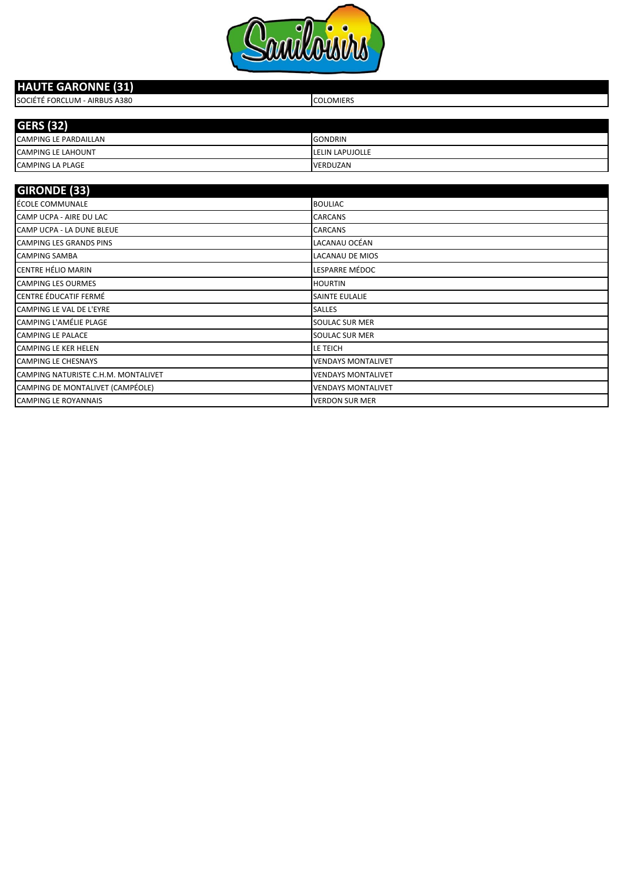Saniloisirs

| HAUTE GARONNE (31) | |
|---|---|
| SOCIÉTÉ FORCLUM - AIRBUS A380 | COLOMIERS |

| GERS (32) | |
|---|---|
| CAMPING LE PARDAILLAN | GONDRIN |
| CAMPING LE LAHOUNT | LELIN LAPUJOLLE |
| CAMPING LA PLAGE | VERDUZAN |

| GIRONDE (33) | |
|---|---|
| ÉCOLE COMMUNALE | BOULIAC |
| CAMP UCPA - AIRE DU LAC | CARCANS |
| CAMP UCPA - LA DUNE BLEUE | CARCANS |
| CAMPING LES GRANDS PINS | LACANAU OCÉAN |
| CAMPING SAMBA | LACANAU DE MIOS |
| CENTRE HÉLIO MARIN | LESPARRE MÉDOC |
| CAMPING LES OURMES | HOURTIN |
| CENTRE ÉDUCATIF FERMÉ | SAINTE EULALIE |
| CAMPING LE VAL DE L'EYRE | SALLES |
| CAMPING L'AMÉLIE PLAGE | SOULAC SUR MER |
| CAMPING LE PALACE | SOULAC SUR MER |
| CAMPING LE KER HELEN | LE TEICH |
| CAMPING LE CHESNAYS | VENDAYS MONTALIVET |
| CAMPING NATURISTE C.H.M. MONTALIVET | VENDAYS MONTALIVET |
| CAMPING DE MONTALIVET (CAMPÉOLE) | VENDAYS MONTALIVET |
| CAMPING LE ROYANNAIS | VERDON SUR MER |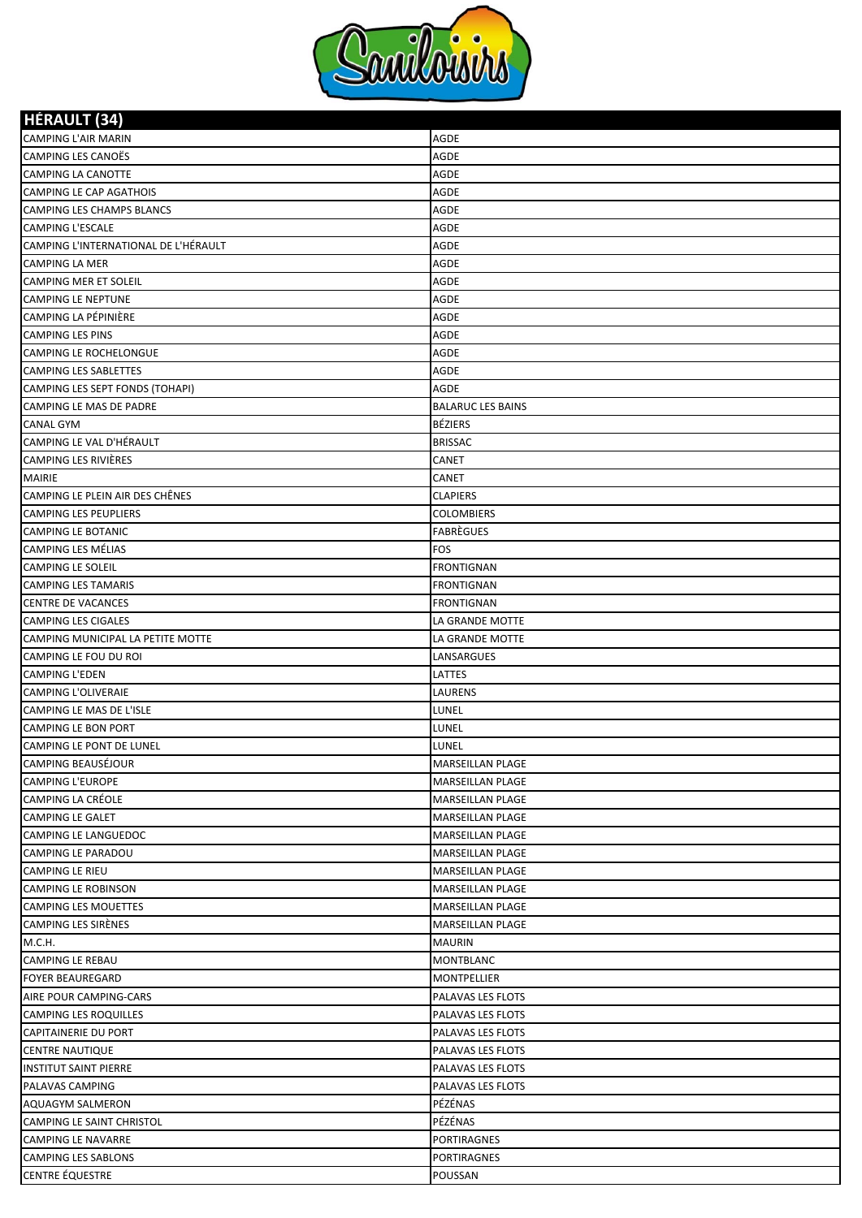| HÉRAULT (34) | |
|---|---|
| CAMPING L'AIR MARIN | AGDE |
| CAMPING LES CANOËS | AGDE |
| CAMPING LA CANOTTE | AGDE |
| CAMPING LE CAP AGATHOIS | AGDE |
| CAMPING LES CHAMPS BLANCS | AGDE |
| CAMPING L'ESCALE | AGDE |
| CAMPING L'INTERNATIONAL DE L'HÉRAULT | AGDE |
| CAMPING LA MER | AGDE |
| CAMPING MER ET SOLEIL | AGDE |
| CAMPING LE NEPTUNE | AGDE |
| CAMPING LA PÉPINIÈRE | AGDE |
| CAMPING LES PINS | AGDE |
| CAMPING LE ROCHELONGUE | AGDE |
| CAMPING LES SABLETTES | AGDE |
| CAMPING LES SEPT FONDS (TOHAPI) | AGDE |
| CAMPING LE MAS DE PADRE | BALARUC LES BAINS |
| CANAL GYM | BÉZIERS |
| CAMPING LE VAL D'HÉRAULT | BRISSAC |
| CAMPING LES RIVIÈRES | CANET |
| MAIRIE | CANET |
| CAMPING LE PLEIN AIR DES CHÊNES | CLAPIERS |
| CAMPING LES PEUPLIERS | COLOMBIERS |
| CAMPING LE BOTANIC | FABRÈGUES |
| CAMPING LES MÉLIAS | FOS |
| CAMPING LE SOLEIL | FRONTIGNAN |
| CAMPING LES TAMARIS | FRONTIGNAN |
| CENTRE DE VACANCES | FRONTIGNAN |
| CAMPING LES CIGALES | LA GRANDE MOTTE |
| CAMPING MUNICIPAL LA PETITE MOTTE | LA GRANDE MOTTE |
| CAMPING LE FOU DU ROI | LANSARGUES |
| CAMPING L'EDEN | LATTES |
| CAMPING L'OLIVERAIE | LAURENS |
| CAMPING LE MAS DE L'ISLE | LUNEL |
| CAMPING LE BON PORT | LUNEL |
| CAMPING LE PONT DE LUNEL | LUNEL |
| CAMPING BEAUSÉJOUR | MARSEILLAN PLAGE |
| CAMPING L'EUROPE | MARSEILLAN PLAGE |
| CAMPING LA CRÉOLE | MARSEILLAN PLAGE |
| CAMPING LE GALET | MARSEILLAN PLAGE |
| CAMPING LE LANGUEDOC | MARSEILLAN PLAGE |
| CAMPING LE PARADOU | MARSEILLAN PLAGE |
| CAMPING LE RIEU | MARSEILLAN PLAGE |
| CAMPING LE ROBINSON | MARSEILLAN PLAGE |
| CAMPING LES MOUETTES | MARSEILLAN PLAGE |
| CAMPING LES SIRÈNES | MARSEILLAN PLAGE |
| M.C.H. | MAURIN |
| CAMPING LE REBAU | MONTBLANC |
| FOYER BEAUREGARD | MONTPELLIER |
| AIRE POUR CAMPING-CARS | PALAVAS LES FLOTS |
| CAMPING LES ROQUILLES | PALAVAS LES FLOTS |
| CAPITAINERIE DU PORT | PALAVAS LES FLOTS |
| CENTRE NAUTIQUE | PALAVAS LES FLOTS |
| INSTITUT SAINT PIERRE | PALAVAS LES FLOTS |
| PALAVAS CAMPING | PALAVAS LES FLOTS |
| AQUAGYM SALMERON | PÉZÉNAS |
| CAMPING LE SAINT CHRISTOL | PÉZÉNAS |
| CAMPING LE NAVARRE | PORTIRAGNES |
| CAMPING LES SABLONS | PORTIRAGNES |
| CENTRE ÉQUESTRE | POUSSAN |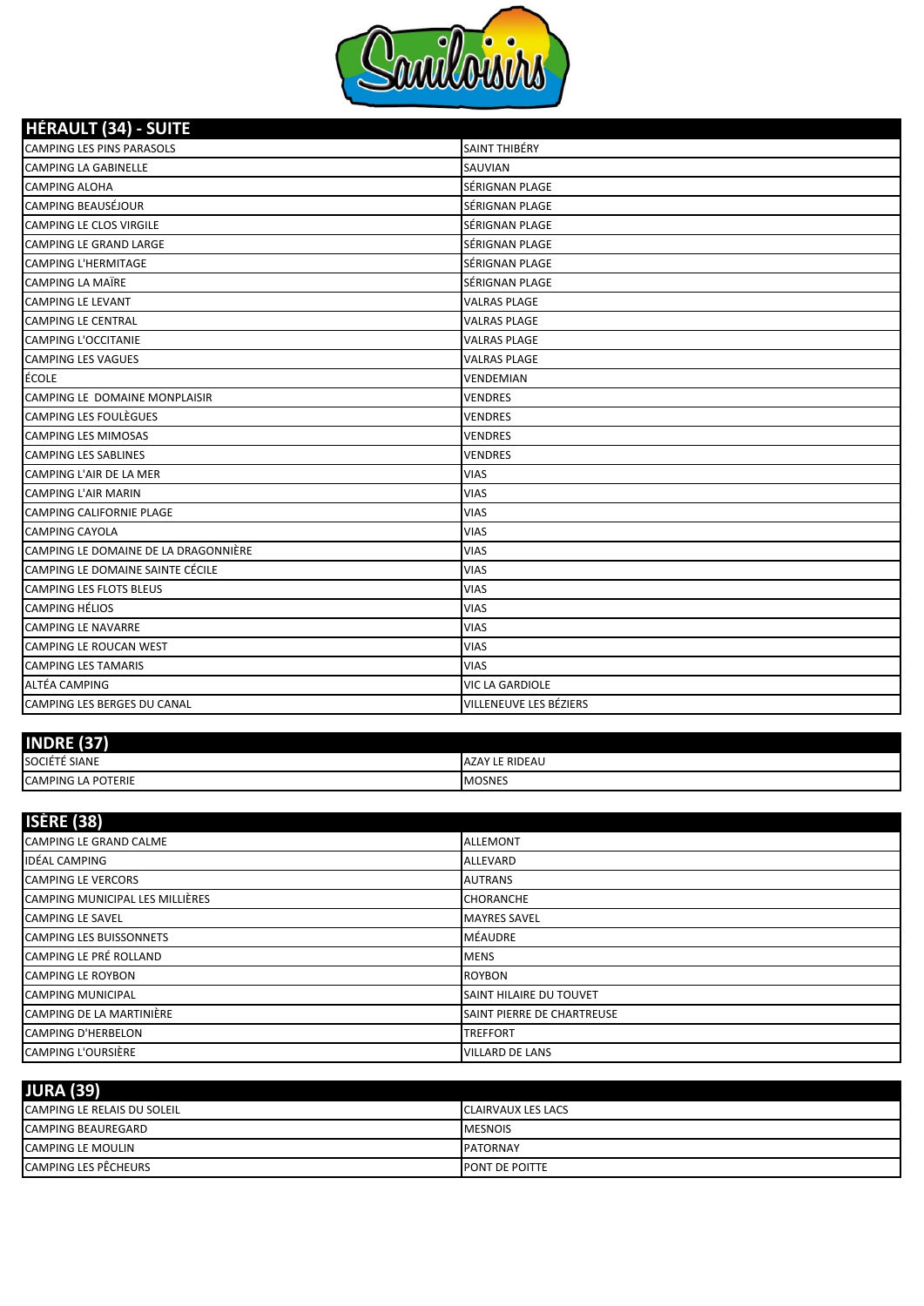## HÉRAULT (34) - SUITE

| | |
|---|---|
| CAMPING LES PINS PARASOLS | SAINT THIBÉRY |
| CAMPING LA GABINELLE | SAUVIAN |
| CAMPING ALOHA | SÉRIGNAN PLAGE |
| CAMPING BEAUSÉJOUR | SÉRIGNAN PLAGE |
| CAMPING LE CLOS VIRGILE | SÉRIGNAN PLAGE |
| CAMPING LE GRAND LARGE | SÉRIGNAN PLAGE |
| CAMPING L'HERMITAGE | SÉRIGNAN PLAGE |
| CAMPING LA MAÏRE | SÉRIGNAN PLAGE |
| CAMPING LE LEVANT | VALRAS PLAGE |
| CAMPING LE CENTRAL | VALRAS PLAGE |
| CAMPING L'OCCITANIE | VALRAS PLAGE |
| CAMPING LES VAGUES | VALRAS PLAGE |
| ÉCOLE | VENDEMIAN |
| CAMPING LE DOMAINE MONPLAISIR | VENDRES |
| CAMPING LES FOULÈGUES | VENDRES |
| CAMPING LES MIMOSAS | VENDRES |
| CAMPING LES SABLINES | VENDRES |
| CAMPING L'AIR DE LA MER | VIAS |
| CAMPING L'AIR MARIN | VIAS |
| CAMPING CALIFORNIE PLAGE | VIAS |
| CAMPING CAYOLA | VIAS |
| CAMPING LE DOMAINE DE LA DRAGONNIÈRE | VIAS |
| CAMPING LE DOMAINE SAINTE CÉCILE | VIAS |
| CAMPING LES FLOTS BLEUS | VIAS |
| CAMPING HÉLIOS | VIAS |
| CAMPING LE NAVARRE | VIAS |
| CAMPING LE ROUCAN WEST | VIAS |
| CAMPING LES TAMARIS | VIAS |
| ALTÉA CAMPING | VIC LA GARDIOLE |
| CAMPING LES BERGES DU CANAL | VILLENEUVE LES BÉZIERS |

## INDRE (37)

| | |
|---|---|
| SOCIÉTÉ SIANE | AZAY LE RIDEAU |
| CAMPING LA POTERIE | MOSNES |

## ISÈRE (38)

| | |
|---|---|
| CAMPING LE GRAND CALME | ALLEMONT |
| IDÉAL CAMPING | ALLEVARD |
| CAMPING LE VERCORS | AUTRANS |
| CAMPING MUNICIPAL LES MILLIÈRES | CHORANCHE |
| CAMPING LE SAVEL | MAYRES SAVEL |
| CAMPING LES BUISSONNETS | MÉAUDRE |
| CAMPING LE PRÉ ROLLAND | MENS |
| CAMPING LE ROYBON | ROYBON |
| CAMPING MUNICIPAL | SAINT HILAIRE DU TOUVET |
| CAMPING DE LA MARTINIÈRE | SAINT PIERRE DE CHARTREUSE |
| CAMPING D'HERBELON | TREFFORT |
| CAMPING L'OURSIÈRE | VILLARD DE LANS |

## JURA (39)

| | |
|---|---|
| CAMPING LE RELAIS DU SOLEIL | CLAIRVAUX LES LACS |
| CAMPING BEAUREGARD | MESNOIS |
| CAMPING LE MOULIN | PATORNAY |
| CAMPING LES PÊCHEURS | PONT DE POITTE |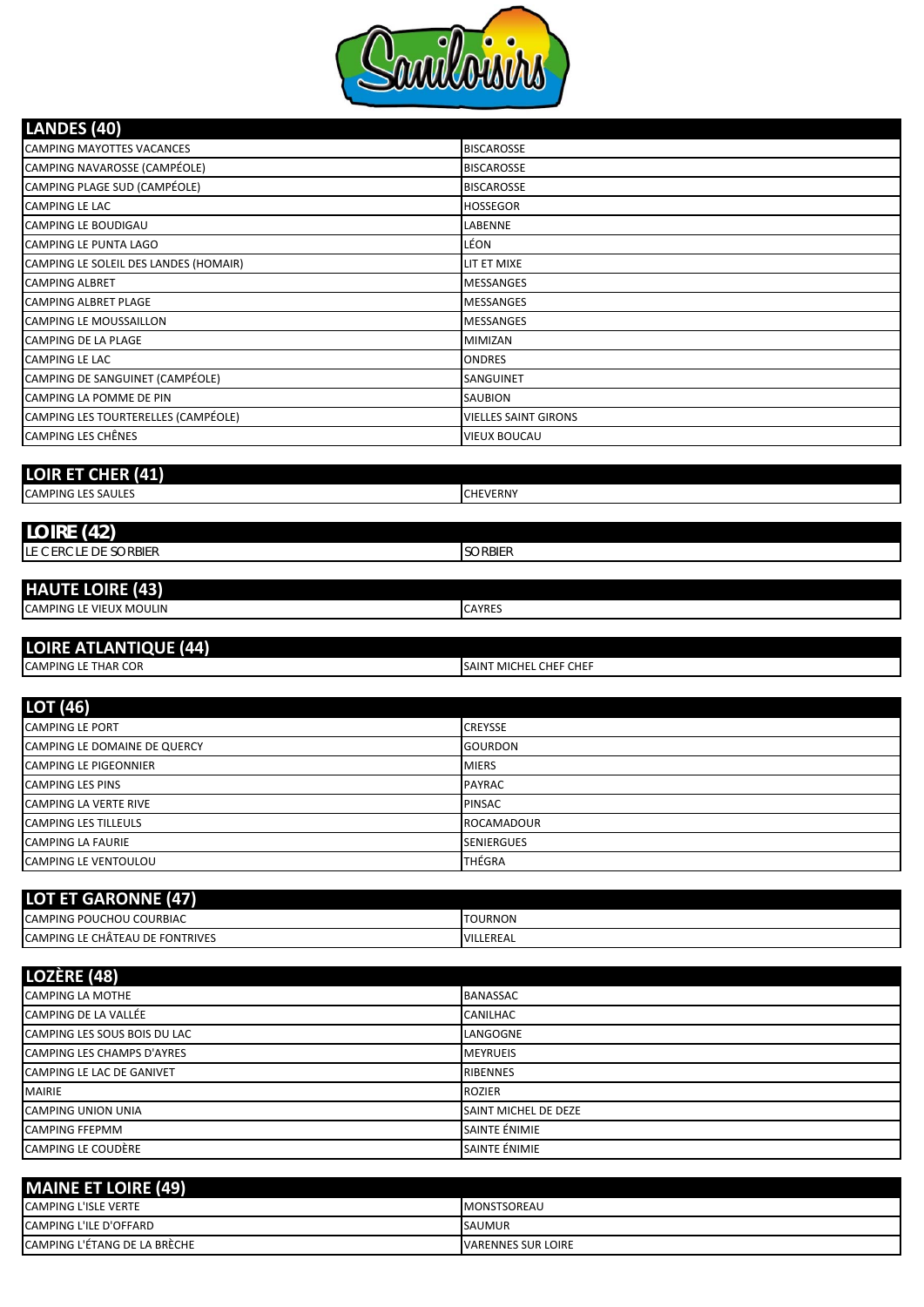Saniloisirs

| LANDES (40) | |
|---|---|
| CAMPING MAYOTTES VACANCES | BISCAROSSE |
| CAMPING NAVAROSSE (CAMPÉOLE) | BISCAROSSE |
| CAMPING PLAGE SUD (CAMPÉOLE) | BISCAROSSE |
| CAMPING LE LAC | HOSSEGOR |
| CAMPING LE BOUDIGAU | LABENNE |
| CAMPING LE PUNTA LAGO | LÉON |
| CAMPING LE SOLEIL DES LANDES (HOMAIR) | LIT ET MIXE |
| CAMPING ALBRET | MESSANGES |
| CAMPING ALBRET PLAGE | MESSANGES |
| CAMPING LE MOUSSAILLON | MESSANGES |
| CAMPING DE LA PLAGE | MIMIZAN |
| CAMPING LE LAC | ONDRES |
| CAMPING DE SANGUINET (CAMPÉOLE) | SANGUINET |
| CAMPING LA POMME DE PIN | SAUBION |
| CAMPING LES TOURTERELLES (CAMPÉOLE) | VIELLES SAINT GIRONS |
| CAMPING LES CHÊNES | VIEUX BOUCAU |

| LOIR ET CHER (41) | |
|---|---|
| CAMPING LES SAULES | CHEVERNY |

| LOIRE (42) | |
|---|---|
| LE CERCLE DE SORBIER | SORBIER |

| HAUTE LOIRE (43) | |
|---|---|
| CAMPING LE VIEUX MOULIN | CAYRES |

| LOIRE ATLANTIQUE (44) | |
|---|---|
| CAMPING LE THAR COR | SAINT MICHEL CHEF CHEF |

| LOT (46) | |
|---|---|
| CAMPING LE PORT | CREYSSE |
| CAMPING LE DOMAINE DE QUERCY | GOURDON |
| CAMPING LE PIGEONNIER | MIERS |
| CAMPING LES PINS | PAYRAC |
| CAMPING LA VERTE RIVE | PINSAC |
| CAMPING LES TILLEULS | ROCAMADOUR |
| CAMPING LA FAURIE | SENIERGUES |
| CAMPING LE VENTOULOU | THÉGRA |

| LOT ET GARONNE (47) | |
|---|---|
| CAMPING POUCHOU COURBIAC | TOURNON |
| CAMPING LE CHÂTEAU DE FONTRIVES | VILLEREAL |

| LOZÈRE (48) | |
|---|---|
| CAMPING LA MOTHE | BANASSAC |
| CAMPING DE LA VALLÉE | CANILHAC |
| CAMPING LES SOUS BOIS DU LAC | LANGOGNE |
| CAMPING LES CHAMPS D'AYRES | MEYRUEIS |
| CAMPING LE LAC DE GANIVET | RIBENNES |
| MAIRIE | ROZIER |
| CAMPING UNION UNIA | SAINT MICHEL DE DEZE |
| CAMPING FFEPMM | SAINTE ÉNIMIE |
| CAMPING LE COUDÈRE | SAINTE ÉNIMIE |

| MAINE ET LOIRE (49) | |
|---|---|
| CAMPING L'ISLE VERTE | MONSTSOREAU |
| CAMPING L'ILE D'OFFARD | SAUMUR |
| CAMPING L'ÉTANG DE LA BRÈCHE | VARENNES SUR LOIRE |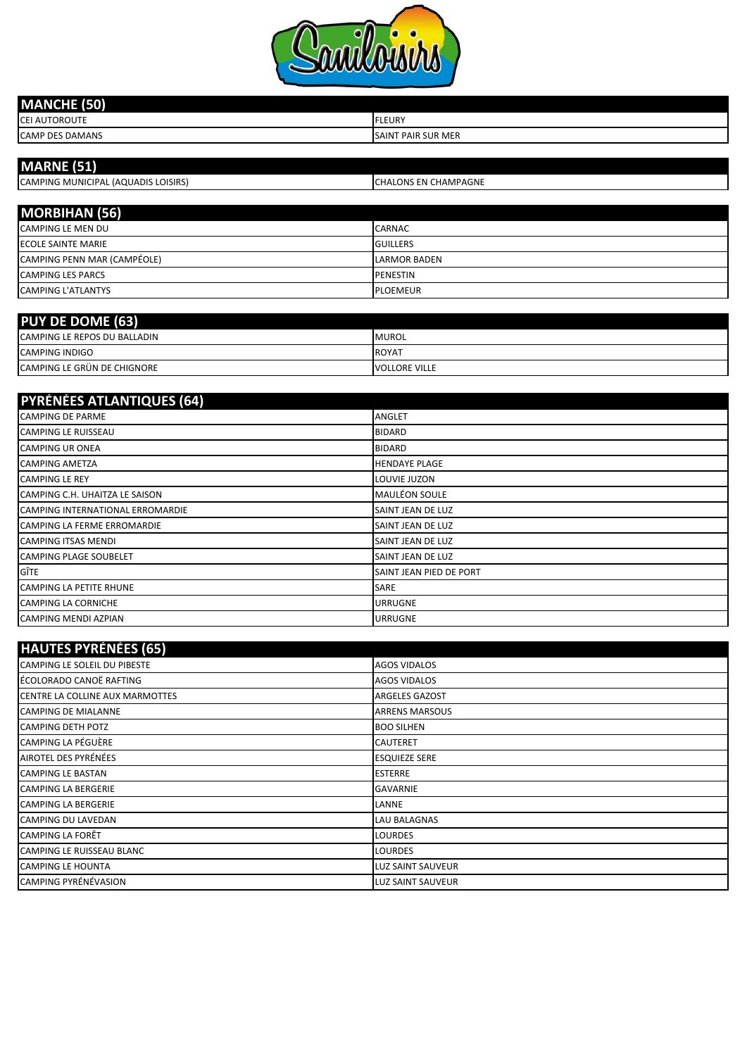| MANCHE (50) | |
|---|---|
| CEI AUTOROUTE | FLEURY |
| CAMP DES DAMANS | SAINT PAIR SUR MER |

| MARNE (51) | |
|---|---|
| CAMPING MUNICIPAL (AQUADIS LOISIRS) | CHALONS EN CHAMPAGNE |

| MORBIHAN (56) | |
|---|---|
| CAMPING LE MEN DU | CARNAC |
| ECOLE SAINTE MARIE | GUILLERS |
| CAMPING PENN MAR (CAMPÉOLE) | LARMOR BADEN |
| CAMPING LES PARCS | PENESTIN |
| CAMPING L'ATLANTYS | PLOEMEUR |

| PUY DE DOME (63) | |
|---|---|
| CAMPING LE REPOS DU BALLADIN | MUROL |
| CAMPING INDIGO | ROYAT |
| CAMPING LE GRÜN DE CHIGNORE | VOLLORE VILLE |

| PYRÉNÉES ATLANTIQUES (64) | |
|---|---|
| CAMPING DE PARME | ANGLET |
| CAMPING LE RUISSEAU | BIDARD |
| CAMPING UR ONEA | BIDARD |
| CAMPING AMETZA | HENDAYE PLAGE |
| CAMPING LE REY | LOUVIE JUZON |
| CAMPING C.H. UHAITZA LE SAISON | MAULÉON SOULE |
| CAMPING INTERNATIONAL ERROMARDIE | SAINT JEAN DE LUZ |
| CAMPING LA FERME ERROMARDIE | SAINT JEAN DE LUZ |
| CAMPING ITSAS MENDI | SAINT JEAN DE LUZ |
| CAMPING PLAGE SOUBELET | SAINT JEAN DE LUZ |
| GÎTE | SAINT JEAN PIED DE PORT |
| CAMPING LA PETITE RHUNE | SARE |
| CAMPING LA CORNICHE | URRUGNE |
| CAMPING MENDI AZPIAN | URRUGNE |

| HAUTES PYRÉNÉES (65) | |
|---|---|
| CAMPING LE SOLEIL DU PIBESTE | AGOS VIDALOS |
| ÉCOLORADO CANOË RAFTING | AGOS VIDALOS |
| CENTRE LA COLLINE AUX MARMOTTES | ARGELES GAZOST |
| CAMPING DE MIALANNE | ARRENS MARSOUS |
| CAMPING DETH POTZ | BOO SILHEN |
| CAMPING LA PÉGUÈRE | CAUTERET |
| AIROTEL DES PYRÉNÉES | ESQUIEZE SERE |
| CAMPING LE BASTAN | ESTERRE |
| CAMPING LA BERGERIE | GAVARNIE |
| CAMPING LA BERGERIE | LANNE |
| CAMPING DU LAVEDAN | LAU BALAGNAS |
| CAMPING LA FORÊT | LOURDES |
| CAMPING LE RUISSEAU BLANC | LOURDES |
| CAMPING LE HOUNTA | LUZ SAINT SAUVEUR |
| CAMPING PYRÉNÉVASION | LUZ SAINT SAUVEUR |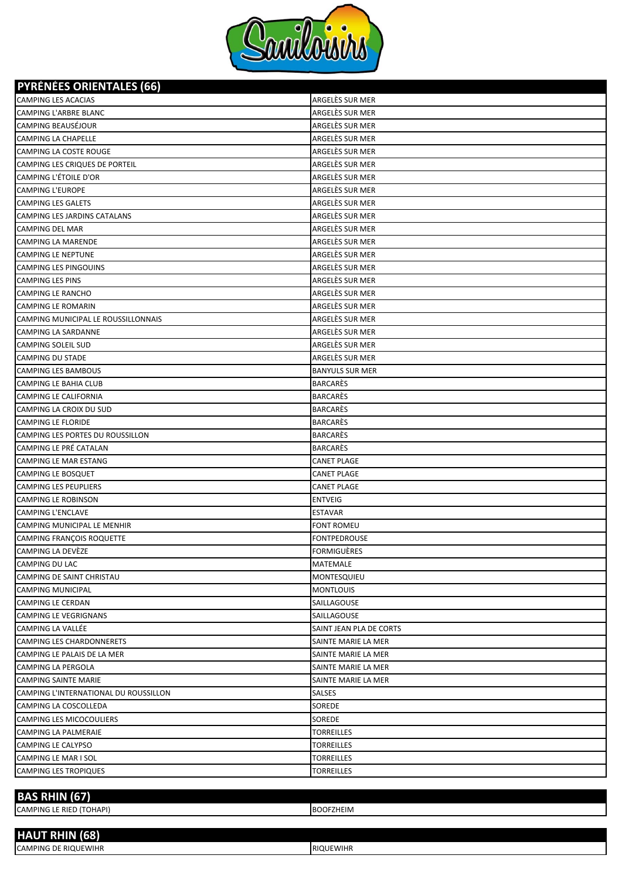## PYRÉNÉES ORIENTALES (66)

| | |
|---|---|
| CAMPING LES ACACIAS | ARGELÈS SUR MER |
| CAMPING L'ARBRE BLANC | ARGELÈS SUR MER |
| CAMPING BEAUSÉJOUR | ARGELÈS SUR MER |
| CAMPING LA CHAPELLE | ARGELÈS SUR MER |
| CAMPING LA COSTE ROUGE | ARGELÈS SUR MER |
| CAMPING LES CRIQUES DE PORTEIL | ARGELÈS SUR MER |
| CAMPING L'ÉTOILE D'OR | ARGELÈS SUR MER |
| CAMPING L'EUROPE | ARGELÈS SUR MER |
| CAMPING LES GALETS | ARGELÈS SUR MER |
| CAMPING LES JARDINS CATALANS | ARGELÈS SUR MER |
| CAMPING DEL MAR | ARGELÈS SUR MER |
| CAMPING LA MARENDE | ARGELÈS SUR MER |
| CAMPING LE NEPTUNE | ARGELÈS SUR MER |
| CAMPING LES PINGOUINS | ARGELÈS SUR MER |
| CAMPING LES PINS | ARGELÈS SUR MER |
| CAMPING LE RANCHO | ARGELÈS SUR MER |
| CAMPING LE ROMARIN | ARGELÈS SUR MER |
| CAMPING MUNICIPAL LE ROUSSILLONNAIS | ARGELÈS SUR MER |
| CAMPING LA SARDANNE | ARGELÈS SUR MER |
| CAMPING SOLEIL SUD | ARGELÈS SUR MER |
| CAMPING DU STADE | ARGELÈS SUR MER |
| CAMPING LES BAMBOUS | BANYULS SUR MER |
| CAMPING LE BAHIA CLUB | BARCARÈS |
| CAMPING LE CALIFORNIA | BARCARÈS |
| CAMPING LA CROIX DU SUD | BARCARÈS |
| CAMPING LE FLORIDE | BARCARÈS |
| CAMPING LES PORTES DU ROUSSILLON | BARCARÈS |
| CAMPING LE PRÉ CATALAN | BARCARÈS |
| CAMPING LE MAR ESTANG | CANET PLAGE |
| CAMPING LE BOSQUET | CANET PLAGE |
| CAMPING LES PEUPLIERS | CANET PLAGE |
| CAMPING LE ROBINSON | ENTVEIG |
| CAMPING L'ENCLAVE | ESTAVAR |
| CAMPING MUNICIPAL LE MENHIR | FONT ROMEU |
| CAMPING FRANÇOIS ROQUETTE | FONTPEDROUSE |
| CAMPING LA DEVÈZE | FORMIGUÈRES |
| CAMPING DU LAC | MATEMALE |
| CAMPING DE SAINT CHRISTAU | MONTESQUIEU |
| CAMPING MUNICIPAL | MONTLOUIS |
| CAMPING LE CERDAN | SAILLAGOUSE |
| CAMPING LE VEGRIGNANS | SAILLAGOUSE |
| CAMPING LA VALLÉE | SAINT JEAN PLA DE CORTS |
| CAMPING LES CHARDONNERETS | SAINTE MARIE LA MER |
| CAMPING LE PALAIS DE LA MER | SAINTE MARIE LA MER |
| CAMPING LA PERGOLA | SAINTE MARIE LA MER |
| CAMPING SAINTE MARIE | SAINTE MARIE LA MER |
| CAMPING L'INTERNATIONAL DU ROUSSILLON | SALSES |
| CAMPING LA COSCOLLEDA | SOREDE |
| CAMPING LES MICOCOULIERS | SOREDE |
| CAMPING LA PALMERAIE | TORREILLES |
| CAMPING LE CALYPSO | TORREILLES |
| CAMPING LE MAR I SOL | TORREILLES |
| CAMPING LES TROPIQUES | TORREILLES |

## BAS RHIN (67)

| | |
|---|---|
| CAMPING LE RIED (TOHAPI) | BOOFZHEIM |

## HAUT RHIN (68)

| | |
|---|---|
| CAMPING DE RIQUEWIHR | RIQUEWIHR |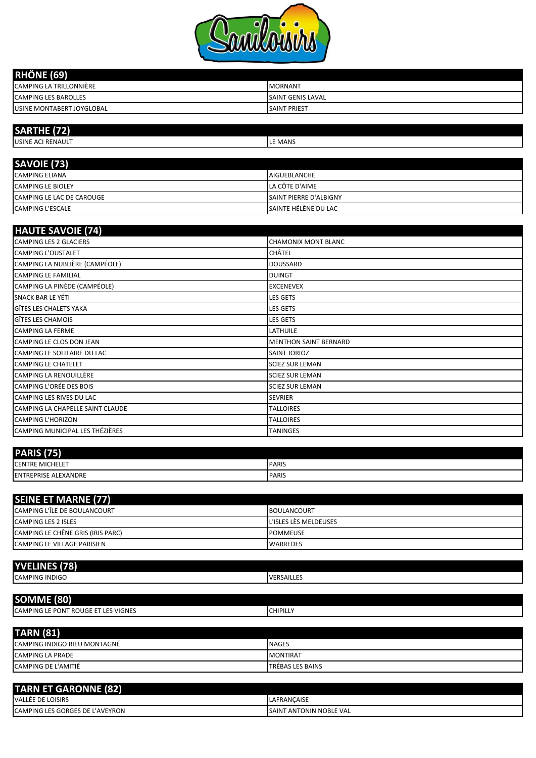| RHÔNE (69) | |
|---|---|
| CAMPING LA TRILLONNIÈRE | MORNANT |
| CAMPING LES BAROLLES | SAINT GENIS LAVAL |
| USINE MONTABERT JOYGLOBAL | SAINT PRIEST |

| SARTHE (72) | |
|---|---|
| USINE ACI RENAULT | LE MANS |

| SAVOIE (73) | |
|---|---|
| CAMPING ELIANA | AIGUEBLANCHE |
| CAMPING LE BIOLEY | LA CÔTE D'AIME |
| CAMPING LE LAC DE CAROUGE | SAINT PIERRE D'ALBIGNY |
| CAMPING L'ESCALE | SAINTE HÉLÈNE DU LAC |

| HAUTE SAVOIE (74) | |
|---|---|
| CAMPING LES 2 GLACIERS | CHAMONIX MONT BLANC |
| CAMPING L'OUSTALET | CHÂTEL |
| CAMPING LA NUBLIÈRE (CAMPÉOLE) | DOUSSARD |
| CAMPING LE FAMILIAL | DUINGT |
| CAMPING LA PINÈDE (CAMPÉOLE) | EXCENEVEX |
| SNACK BAR LE YÉTI | LES GETS |
| GÎTES LES CHALETS YAKA | LES GETS |
| GÎTES LES CHAMOIS | LES GETS |
| CAMPING LA FERME | LATHUILE |
| CAMPING LE CLOS DON JEAN | MENTHON SAINT BERNARD |
| CAMPING LE SOLITAIRE DU LAC | SAINT JORIOZ |
| CAMPING LE CHATELET | SCIEZ SUR LEMAN |
| CAMPING LA RENOUILLÈRE | SCIEZ SUR LEMAN |
| CAMPING L'ORÉE DES BOIS | SCIEZ SUR LEMAN |
| CAMPING LES RIVES DU LAC | SEVRIER |
| CAMPING LA CHAPELLE SAINT CLAUDE | TALLOIRES |
| CAMPING L'HORIZON | TALLOIRES |
| CAMPING MUNICIPAL LES THÉZIÈRES | TANINGES |

| PARIS (75) | |
|---|---|
| CENTRE MICHELET | PARIS |
| ENTREPRISE ALEXANDRE | PARIS |

| SEINE ET MARNE (77) | |
|---|---|
| CAMPING L'ÎLE DE BOULANCOURT | BOULANCOURT |
| CAMPING LES 2 ISLES | L'ISLES LÈS MELDEUSES |
| CAMPING LE CHÊNE GRIS (IRIS PARC) | POMMEUSE |
| CAMPING LE VILLAGE PARISIEN | WARREDES |

| YVELINES (78) | |
|---|---|
| CAMPING INDIGO | VERSAILLES |

| SOMME (80) | |
|---|---|
| CAMPING LE PONT ROUGE ET LES VIGNES | CHIPILLY |

| TARN (81) | |
|---|---|
| CAMPING INDIGO RIEU MONTAGNÉ | NAGES |
| CAMPING LA PRADE | MONTIRAT |
| CAMPING DE L'AMITIÉ | TRÉBAS LES BAINS |

| TARN ET GARONNE (82) | |
|---|---|
| VALLÉE DE LOISIRS | LAFRANÇAISE |
| CAMPING LES GORGES DE L'AVEYRON | SAINT ANTONIN NOBLE VAL |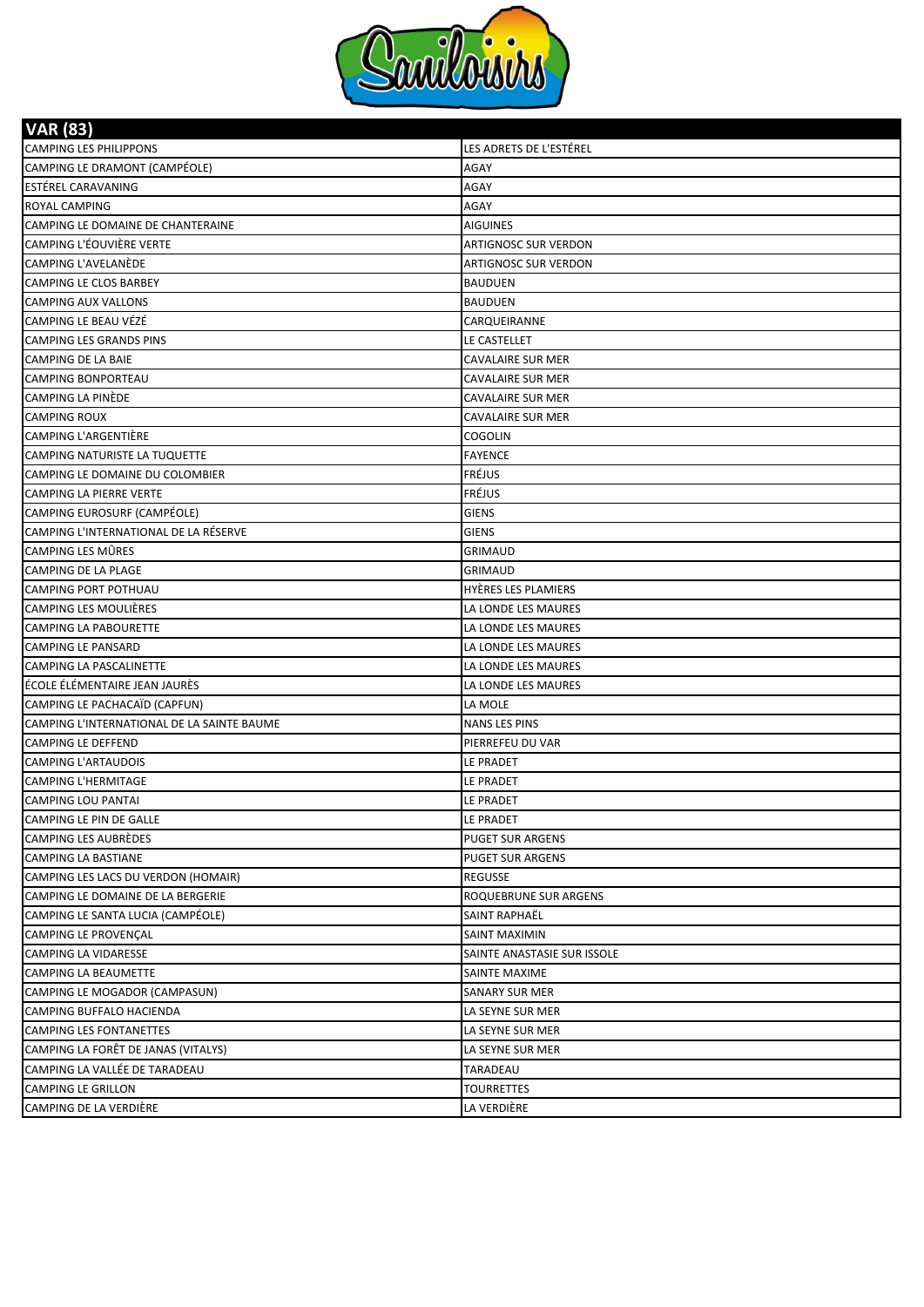| VAR (83) | |
|---|---|
| CAMPING LES PHILIPPONS | LES ADRETS DE L'ESTÉREL |
| CAMPING LE DRAMONT (CAMPÉOLE) | AGAY |
| ESTÉREL CARAVANING | AGAY |
| ROYAL CAMPING | AGAY |
| CAMPING LE DOMAINE DE CHANTERAINE | AIGUINES |
| CAMPING L'ÉOUVIÈRE VERTE | ARTIGNOSC SUR VERDON |
| CAMPING L'AVELANÈDE | ARTIGNOSC SUR VERDON |
| CAMPING LE CLOS BARBEY | BAUDUEN |
| CAMPING AUX VALLONS | BAUDUEN |
| CAMPING LE BEAU VÉZÉ | CARQUEIRANNE |
| CAMPING LES GRANDS PINS | LE CASTELLET |
| CAMPING DE LA BAIE | CAVALAIRE SUR MER |
| CAMPING BONPORTEAU | CAVALAIRE SUR MER |
| CAMPING LA PINÈDE | CAVALAIRE SUR MER |
| CAMPING ROUX | CAVALAIRE SUR MER |
| CAMPING L'ARGENTIÈRE | COGOLIN |
| CAMPING NATURISTE LA TUQUETTE | FAYENCE |
| CAMPING LE DOMAINE DU COLOMBIER | FRÉJUS |
| CAMPING LA PIERRE VERTE | FRÉJUS |
| CAMPING EUROSURF (CAMPÉOLE) | GIENS |
| CAMPING L'INTERNATIONAL DE LA RÉSERVE | GIENS |
| CAMPING LES MÛRES | GRIMAUD |
| CAMPING DE LA PLAGE | GRIMAUD |
| CAMPING PORT POTHUAU | HYÈRES LES PLAMIERS |
| CAMPING LES MOULIÈRES | LA LONDE LES MAURES |
| CAMPING LA PABOURETTE | LA LONDE LES MAURES |
| CAMPING LE PANSARD | LA LONDE LES MAURES |
| CAMPING LA PASCALINETTE | LA LONDE LES MAURES |
| ÉCOLE ÉLÉMENTAIRE JEAN JAURÈS | LA LONDE LES MAURES |
| CAMPING LE PACHACAÏD (CAPFUN) | LA MOLE |
| CAMPING L'INTERNATIONAL DE LA SAINTE BAUME | NANS LES PINS |
| CAMPING LE DEFFEND | PIERREFEU DU VAR |
| CAMPING L'ARTAUDOIS | LE PRADET |
| CAMPING L'HERMITAGE | LE PRADET |
| CAMPING LOU PANTAI | LE PRADET |
| CAMPING LE PIN DE GALLE | LE PRADET |
| CAMPING LES AUBRÈDES | PUGET SUR ARGENS |
| CAMPING LA BASTIANE | PUGET SUR ARGENS |
| CAMPING LES LACS DU VERDON (HOMAIR) | REGUSSE |
| CAMPING LE DOMAINE DE LA BERGERIE | ROQUEBRUNE SUR ARGENS |
| CAMPING LE SANTA LUCIA (CAMPÉOLE) | SAINT RAPHAËL |
| CAMPING LE PROVENÇAL | SAINT MAXIMIN |
| CAMPING LA VIDARESSE | SAINTE ANASTASIE SUR ISSOLE |
| CAMPING LA BEAUMETTE | SAINTE MAXIME |
| CAMPING LE MOGADOR (CAMPASUN) | SANARY SUR MER |
| CAMPING BUFFALO HACIENDA | LA SEYNE SUR MER |
| CAMPING LES FONTANETTES | LA SEYNE SUR MER |
| CAMPING LA FORÊT DE JANAS (VITALYS) | LA SEYNE SUR MER |
| CAMPING LA VALLÉE DE TARADEAU | TARADEAU |
| CAMPING LE GRILLON | TOURRETTES |
| CAMPING DE LA VERDIÈRE | LA VERDIÈRE |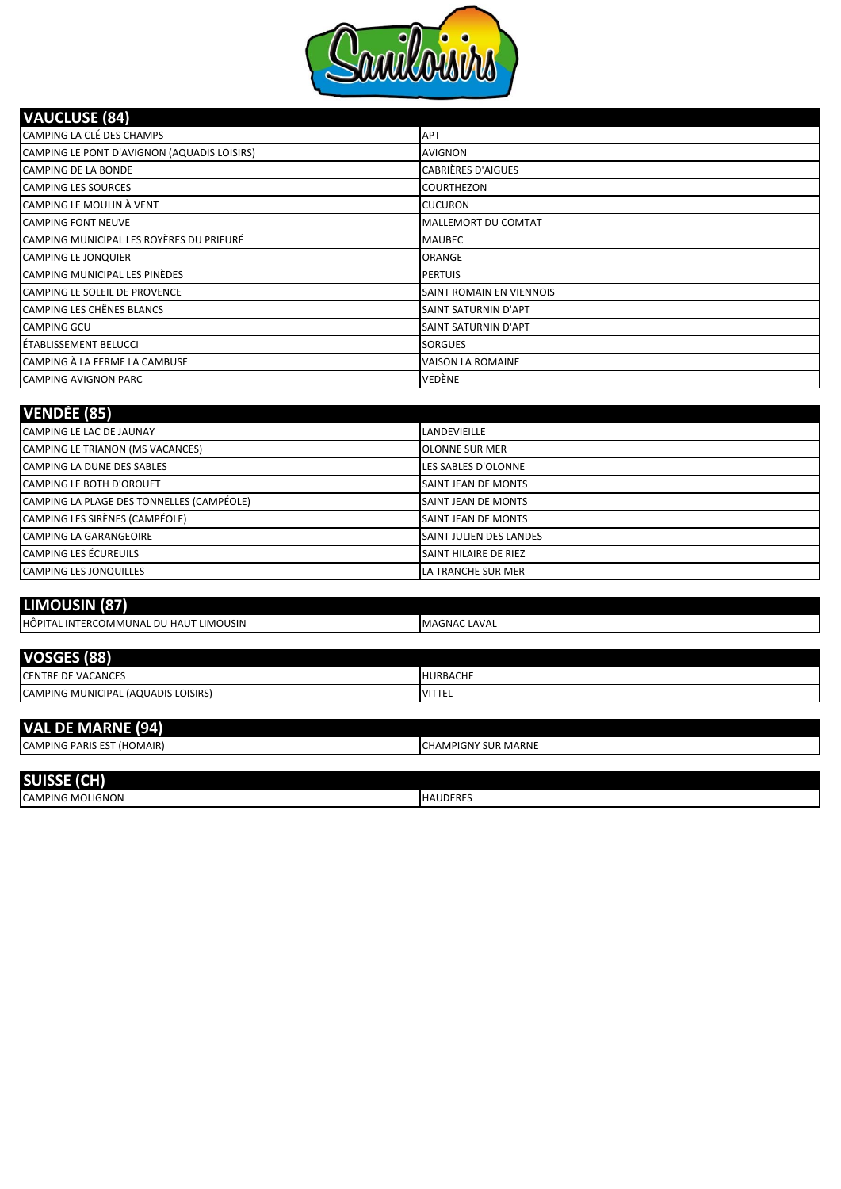Sanilosirs

| VAUCLUSE (84) | |
| --- | --- |
| CAMPING LA CLÉ DES CHAMPS | APT |
| CAMPING LE PONT D'AVIGNON (AQUADIS LOISIRS) | AVIGNON |
| CAMPING DE LA BONDE | CABRIÈRES D'AIGUES |
| CAMPING LES SOURCES | COURTHEZON |
| CAMPING LE MOULIN À VENT | CUCURON |
| CAMPING FONT NEUVE | MALLEMORT DU COMTAT |
| CAMPING MUNICIPAL LES ROYÈRES DU PRIEURÉ | MAUBEC |
| CAMPING LE JONQUIER | ORANGE |
| CAMPING MUNICIPAL LES PINÈDES | PERTUIS |
| CAMPING LE SOLEIL DE PROVENCE | SAINT ROMAIN EN VIENNOIS |
| CAMPING LES CHÊNES BLANCS | SAINT SATURNIN D'APT |
| CAMPING GCU | SAINT SATURNIN D'APT |
| ÉTABLISSEMENT BELUCCI | SORGUES |
| CAMPING À LA FERME LA CAMBUSE | VAISON LA ROMAINE |
| CAMPING AVIGNON PARC | VEDÈNE |

| VENDÉE (85) | |
| --- | --- |
| CAMPING LE LAC DE JAUNAY | LANDEVIEILLE |
| CAMPING LE TRIANON (MS VACANCES) | OLONNE SUR MER |
| CAMPING LA DUNE DES SABLES | LES SABLES D'OLONNE |
| CAMPING LE BOTH D'OROUET | SAINT JEAN DE MONTS |
| CAMPING LA PLAGE DES TONNELLES (CAMPÉOLE) | SAINT JEAN DE MONTS |
| CAMPING LES SIRÈNES (CAMPÉOLE) | SAINT JEAN DE MONTS |
| CAMPING LA GARANGEOIRE | SAINT JULIEN DES LANDES |
| CAMPING LES ÉCUREUILS | SAINT HILAIRE DE RIEZ |
| CAMPING LES JONQUILLES | LA TRANCHE SUR MER |

| LIMOUSIN (87) | |
| --- | --- |
| HÔPITAL INTERCOMMUNAL DU HAUT LIMOUSIN | MAGNAC LAVAL |

| VOSGES (88) | |
| --- | --- |
| CENTRE DE VACANCES | HURBACHE |
| CAMPING MUNICIPAL (AQUADIS LOISIRS) | VITTEL |

| VAL DE MARNE (94) | |
| --- | --- |
| CAMPING PARIS EST (HOMAIR) | CHAMPIGNY SUR MARNE |

| SUISSE (CH) | |
| --- | --- |
| CAMPING MOLIGNON | HAUDERES |